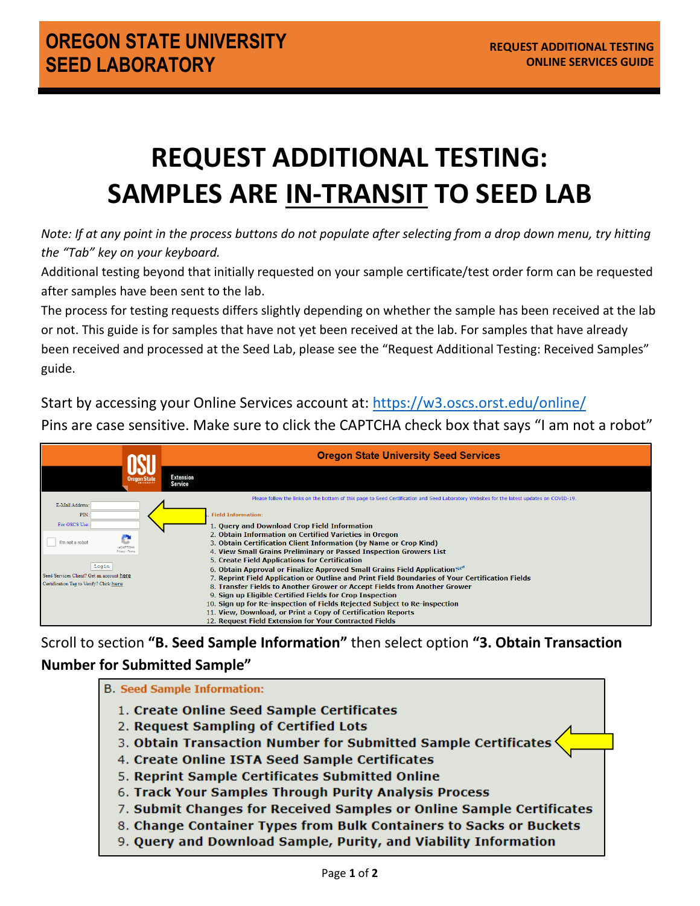# REQUEST ADDITIONAL TESTING: SAMPLES ARE IN-TRANSIT TO SEED LAB

*Note: If at any point in the process buttons do not populate after selecting from a drop down menu, try hitting the "Tab" key on your keyboard.*

Additional testing beyond that initially requested on your sample certificate/test order form can be requested after samples have been sent to the lab.

The process for testing requests differs slightly depending on whether the sample has been received at the lab or not. This guide is for samples that have not yet been received at the lab. For samples that have already been received and processed at the Seed Lab, please see the "Request Additional Testing: Received Samples" guide.

Start by accessing your Online Services account at: https://w3.oscs.orst.edu/online/

Pins are case sensitive. Make sure to click the CAPTCHA check box that says "I am not a robot"

Scroll to section **"B. Seed Sample Information"** then select option **"3. Obtain Transaction Number for Submitted Sample"**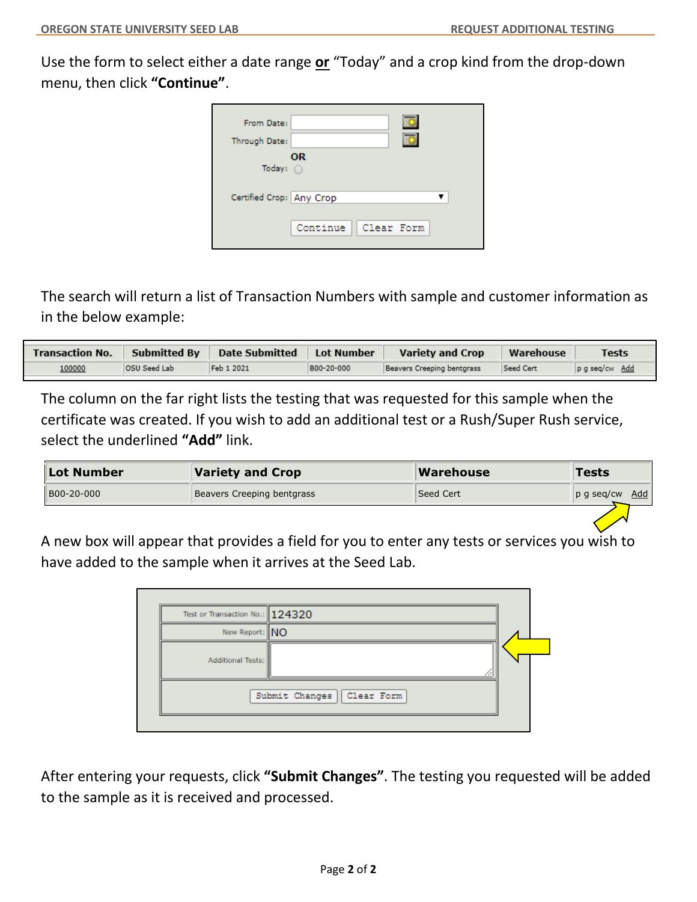Use the form to select either a date range **or** "Today" and a crop kind from the drop-down menu, then click **"Continue"**.

From Date:
Through Date:
OR
Today:
Certified Crop: Any Crop
Continue Clear Form

The search will return a list of Transaction Numbers with sample and customer information as in the below example:

| Transaction No. | Submitted By | Date Submitted | Lot Number | Variety and Crop | Warehouse | Tests |
|---|---|---|---|---|---|---|
| 100000 | OSU Seed Lab | Feb 1 2021 | B00-20-000 | Beavers Creeping bentgrass | Seed Cert | p g seq/cw Add |

The column on the far right lists the testing that was requested for this sample when the certificate was created. If you wish to add an additional test or a Rush/Super Rush service, select the underlined **"Add"** link.

| Lot Number | Variety and Crop | Warehouse | Tests |
|---|---|---|---|
| B00-20-000 | Beavers Creeping bentgrass | Seed Cert | p g seq/cw Add |

A new box will appear that provides a field for you to enter any tests or services you wish to have added to the sample when it arrives at the Seed Lab.

| | |
|---|---|
| Test or Transaction No.: | 124320 |
| New Report: | NO |
| Additional Tests: | |

Submit Changes Clear Form

After entering your requests, click **"Submit Changes"**. The testing you requested will be added to the sample as it is received and processed.